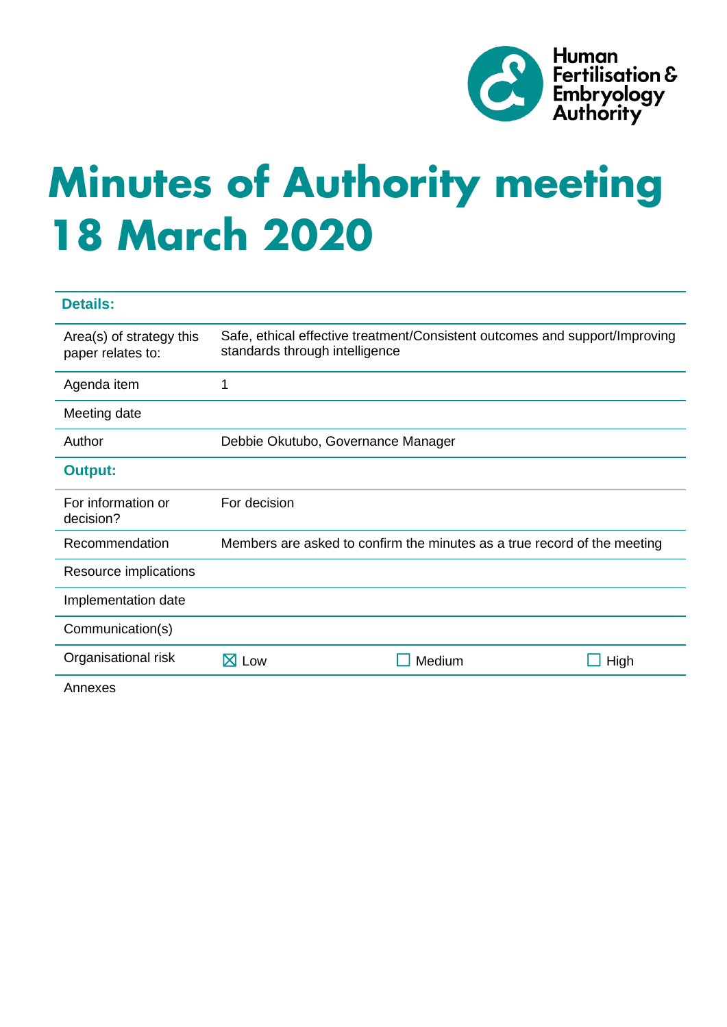Human Fertilisation & Embryology Authority

# Minutes of Authority meeting 18 March 2020

| **Details:** | | | |
|---|---|---|---|
| Area(s) of strategy this paper relates to: | Safe, ethical effective treatment/Consistent outcomes and support/Improving standards through intelligence | | |
| Agenda item | 1 | | |
| Meeting date | | | |
| Author | Debbie Okutubo, Governance Manager | | |
| **Output:** | | | |
| For information or decision? | For decision | | |
| Recommendation | Members are asked to confirm the minutes as a true record of the meeting | | |
| Resource implications | | | |
| Implementation date | | | |
| Communication(s) | | | |
| Organisational risk | ☒ Low | ☐ Medium | ☐ High |
| Annexes | | | |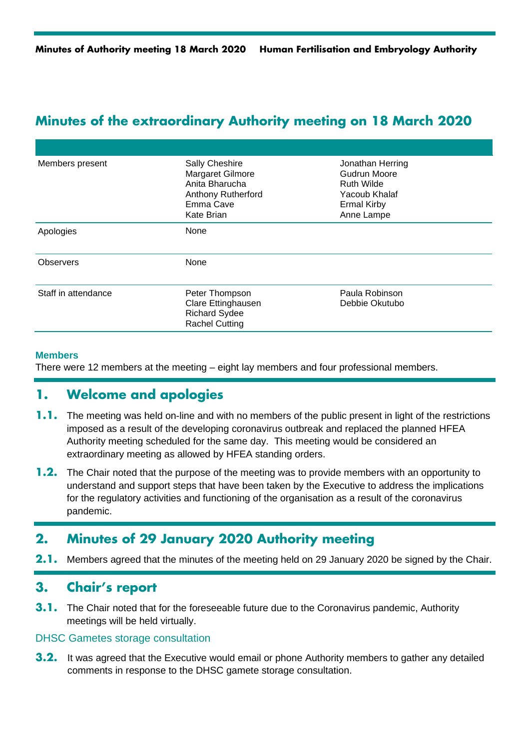# Minutes of the extraordinary Authority meeting on 18 March 2020

| | | |
|---|---|---|
| Members present | Sally Cheshire<br>Margaret Gilmore<br>Anita Bharucha<br>Anthony Rutherford<br>Emma Cave<br>Kate Brian | Jonathan Herring<br>Gudrun Moore<br>Ruth Wilde<br>Yacoub Khalaf<br>Ermal Kirby<br>Anne Lampe |
| Apologies | None | |
| Observers | None | |
| Staff in attendance | Peter Thompson<br>Clare Ettinghausen<br>Richard Sydee<br>Rachel Cutting | Paula Robinson<br>Debbie Okutubo |

### Members

There were 12 members at the meeting – eight lay members and four professional members.

## 1. Welcome and apologies

**1.1.** The meeting was held on-line and with no members of the public present in light of the restrictions imposed as a result of the developing coronavirus outbreak and replaced the planned HFEA Authority meeting scheduled for the same day. This meeting would be considered an extraordinary meeting as allowed by HFEA standing orders.

**1.2.** The Chair noted that the purpose of the meeting was to provide members with an opportunity to understand and support steps that have been taken by the Executive to address the implications for the regulatory activities and functioning of the organisation as a result of the coronavirus pandemic.

## 2. Minutes of 29 January 2020 Authority meeting

**2.1.** Members agreed that the minutes of the meeting held on 29 January 2020 be signed by the Chair.

## 3. Chair's report

**3.1.** The Chair noted that for the foreseeable future due to the Coronavirus pandemic, Authority meetings will be held virtually.

### DHSC Gametes storage consultation

**3.2.** It was agreed that the Executive would email or phone Authority members to gather any detailed comments in response to the DHSC gamete storage consultation.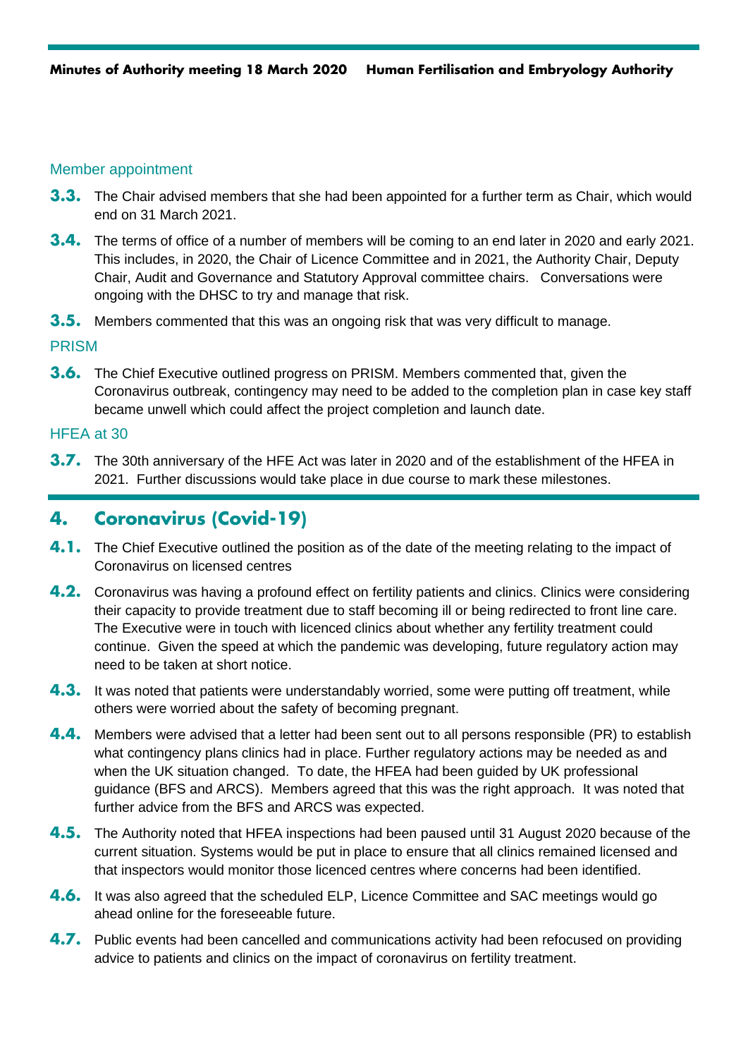### Member appointment

**3.3.** The Chair advised members that she had been appointed for a further term as Chair, which would end on 31 March 2021.

**3.4.** The terms of office of a number of members will be coming to an end later in 2020 and early 2021. This includes, in 2020, the Chair of Licence Committee and in 2021, the Authority Chair, Deputy Chair, Audit and Governance and Statutory Approval committee chairs. Conversations were ongoing with the DHSC to try and manage that risk.

**3.5.** Members commented that this was an ongoing risk that was very difficult to manage.

### PRISM

**3.6.** The Chief Executive outlined progress on PRISM. Members commented that, given the Coronavirus outbreak, contingency may need to be added to the completion plan in case key staff became unwell which could affect the project completion and launch date.

### HFEA at 30

**3.7.** The 30th anniversary of the HFE Act was later in 2020 and of the establishment of the HFEA in 2021. Further discussions would take place in due course to mark these milestones.

## 4. Coronavirus (Covid-19)

**4.1.** The Chief Executive outlined the position as of the date of the meeting relating to the impact of Coronavirus on licensed centres

**4.2.** Coronavirus was having a profound effect on fertility patients and clinics. Clinics were considering their capacity to provide treatment due to staff becoming ill or being redirected to front line care. The Executive were in touch with licenced clinics about whether any fertility treatment could continue. Given the speed at which the pandemic was developing, future regulatory action may need to be taken at short notice.

**4.3.** It was noted that patients were understandably worried, some were putting off treatment, while others were worried about the safety of becoming pregnant.

**4.4.** Members were advised that a letter had been sent out to all persons responsible (PR) to establish what contingency plans clinics had in place. Further regulatory actions may be needed as and when the UK situation changed. To date, the HFEA had been guided by UK professional guidance (BFS and ARCS). Members agreed that this was the right approach. It was noted that further advice from the BFS and ARCS was expected.

**4.5.** The Authority noted that HFEA inspections had been paused until 31 August 2020 because of the current situation. Systems would be put in place to ensure that all clinics remained licensed and that inspectors would monitor those licenced centres where concerns had been identified.

**4.6.** It was also agreed that the scheduled ELP, Licence Committee and SAC meetings would go ahead online for the foreseeable future.

**4.7.** Public events had been cancelled and communications activity had been refocused on providing advice to patients and clinics on the impact of coronavirus on fertility treatment.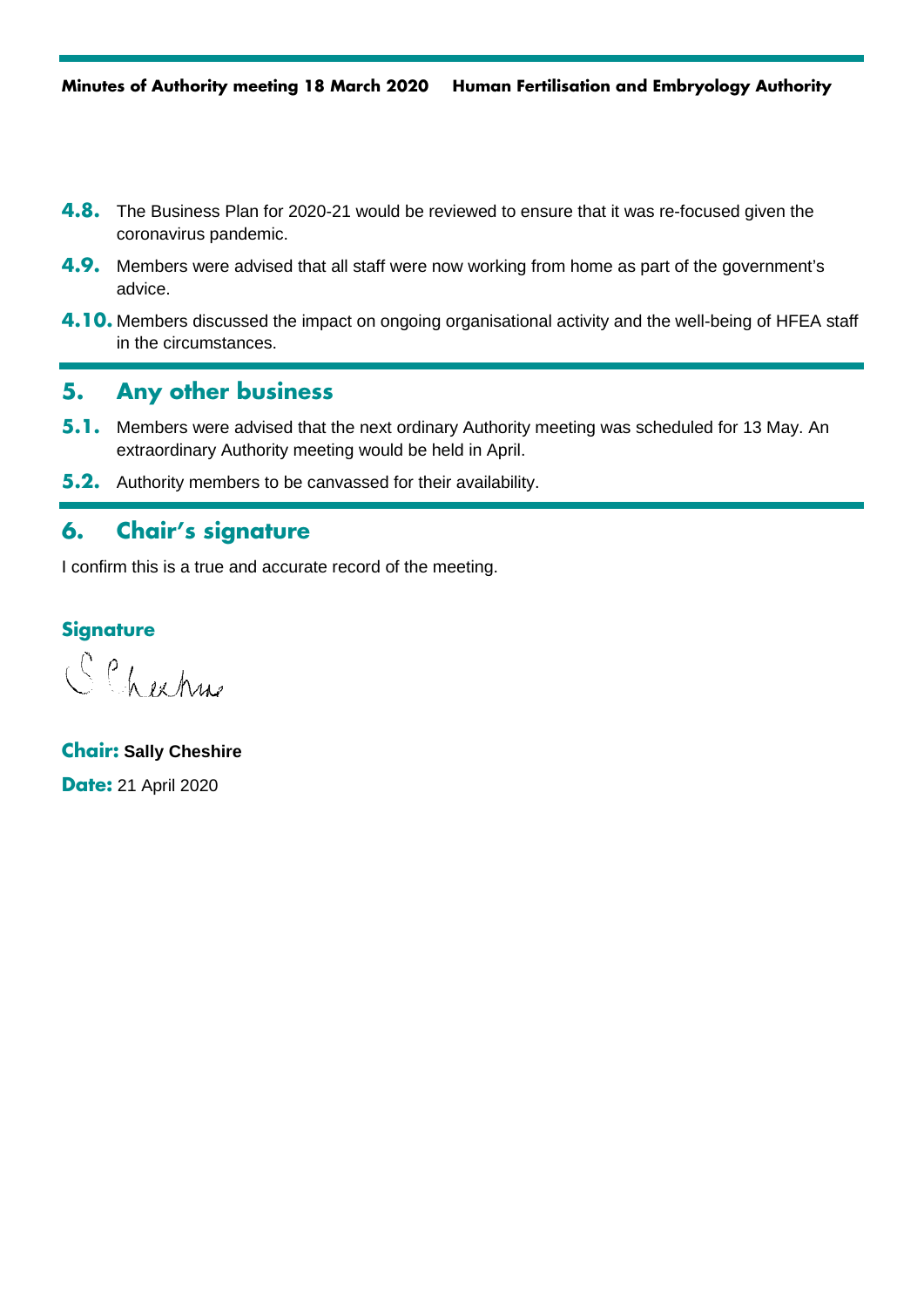**4.8.** The Business Plan for 2020-21 would be reviewed to ensure that it was re-focused given the coronavirus pandemic.

**4.9.** Members were advised that all staff were now working from home as part of the government's advice.

**4.10.** Members discussed the impact on ongoing organisational activity and the well-being of HFEA staff in the circumstances.

## 5. Any other business

**5.1.** Members were advised that the next ordinary Authority meeting was scheduled for 13 May. An extraordinary Authority meeting would be held in April.

**5.2.** Authority members to be canvassed for their availability.

## 6. Chair's signature

I confirm this is a true and accurate record of the meeting.

### Signature

S Cheshire

**Chair:** **Sally Cheshire**

**Date:** 21 April 2020